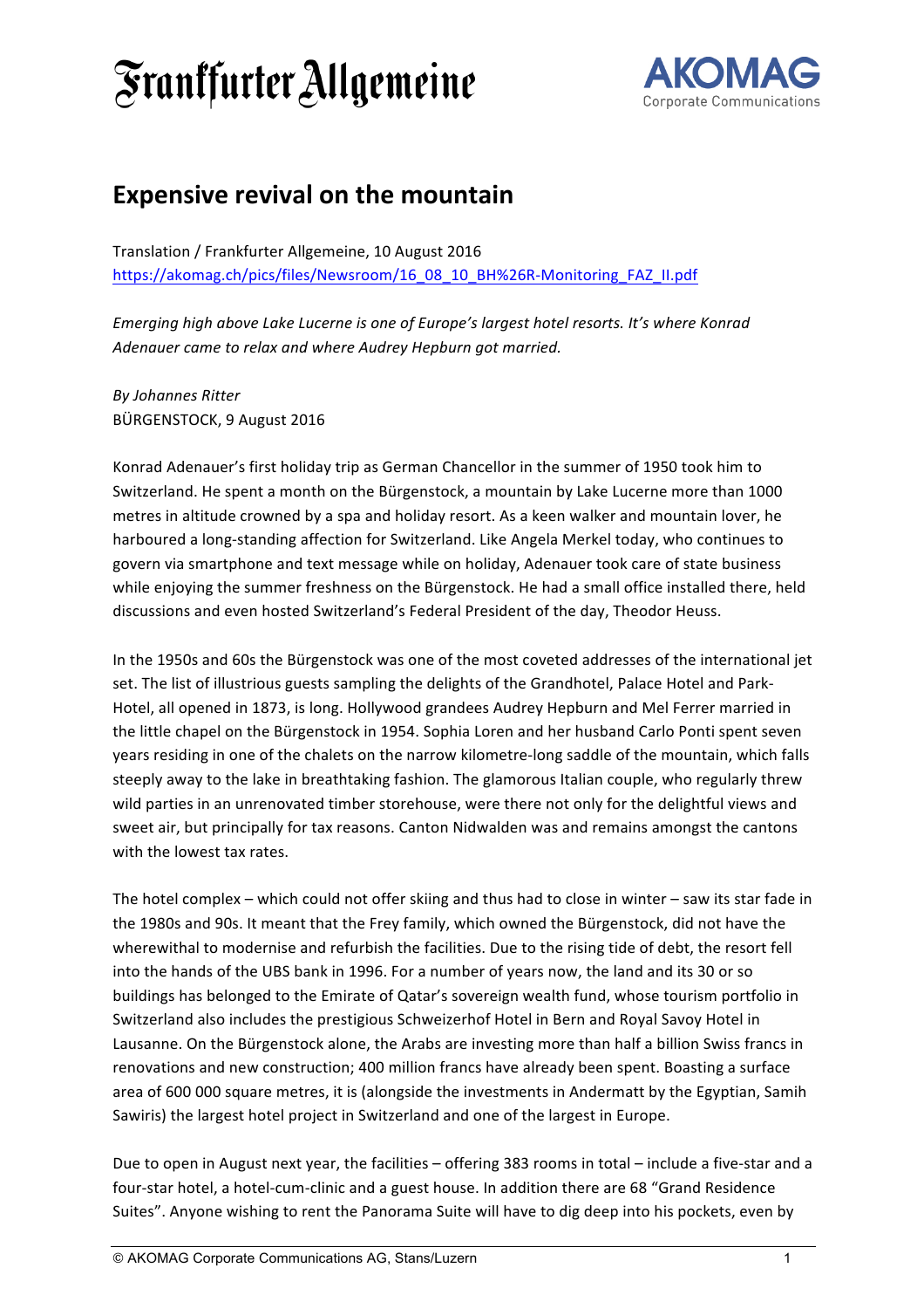# Frankfurter Allgemeine

AKOMAG Corporate Communications

## Expensive revival on the mountain

Translation / Frankfurter Allgemeine, 10 August 2016
https://akomag.ch/pics/files/Newsroom/16_08_10_BH%26R-Monitoring_FAZ_II.pdf

*Emerging high above Lake Lucerne is one of Europe's largest hotel resorts. It's where Konrad Adenauer came to relax and where Audrey Hepburn got married.*

*By Johannes Ritter*
BÜRGENSTOCK, 9 August 2016

Konrad Adenauer's first holiday trip as German Chancellor in the summer of 1950 took him to Switzerland. He spent a month on the Bürgenstock, a mountain by Lake Lucerne more than 1000 metres in altitude crowned by a spa and holiday resort. As a keen walker and mountain lover, he harboured a long-standing affection for Switzerland. Like Angela Merkel today, who continues to govern via smartphone and text message while on holiday, Adenauer took care of state business while enjoying the summer freshness on the Bürgenstock. He had a small office installed there, held discussions and even hosted Switzerland's Federal President of the day, Theodor Heuss.

In the 1950s and 60s the Bürgenstock was one of the most coveted addresses of the international jet set. The list of illustrious guests sampling the delights of the Grandhotel, Palace Hotel and Park-Hotel, all opened in 1873, is long. Hollywood grandees Audrey Hepburn and Mel Ferrer married in the little chapel on the Bürgenstock in 1954. Sophia Loren and her husband Carlo Ponti spent seven years residing in one of the chalets on the narrow kilometre-long saddle of the mountain, which falls steeply away to the lake in breathtaking fashion. The glamorous Italian couple, who regularly threw wild parties in an unrenovated timber storehouse, were there not only for the delightful views and sweet air, but principally for tax reasons. Canton Nidwalden was and remains amongst the cantons with the lowest tax rates.

The hotel complex – which could not offer skiing and thus had to close in winter – saw its star fade in the 1980s and 90s. It meant that the Frey family, which owned the Bürgenstock, did not have the wherewithal to modernise and refurbish the facilities. Due to the rising tide of debt, the resort fell into the hands of the UBS bank in 1996. For a number of years now, the land and its 30 or so buildings has belonged to the Emirate of Qatar's sovereign wealth fund, whose tourism portfolio in Switzerland also includes the prestigious Schweizerhof Hotel in Bern and Royal Savoy Hotel in Lausanne. On the Bürgenstock alone, the Arabs are investing more than half a billion Swiss francs in renovations and new construction; 400 million francs have already been spent. Boasting a surface area of 600 000 square metres, it is (alongside the investments in Andermatt by the Egyptian, Samih Sawiris) the largest hotel project in Switzerland and one of the largest in Europe.

Due to open in August next year, the facilities – offering 383 rooms in total – include a five-star and a four-star hotel, a hotel-cum-clinic and a guest house. In addition there are 68 "Grand Residence Suites". Anyone wishing to rent the Panorama Suite will have to dig deep into his pockets, even by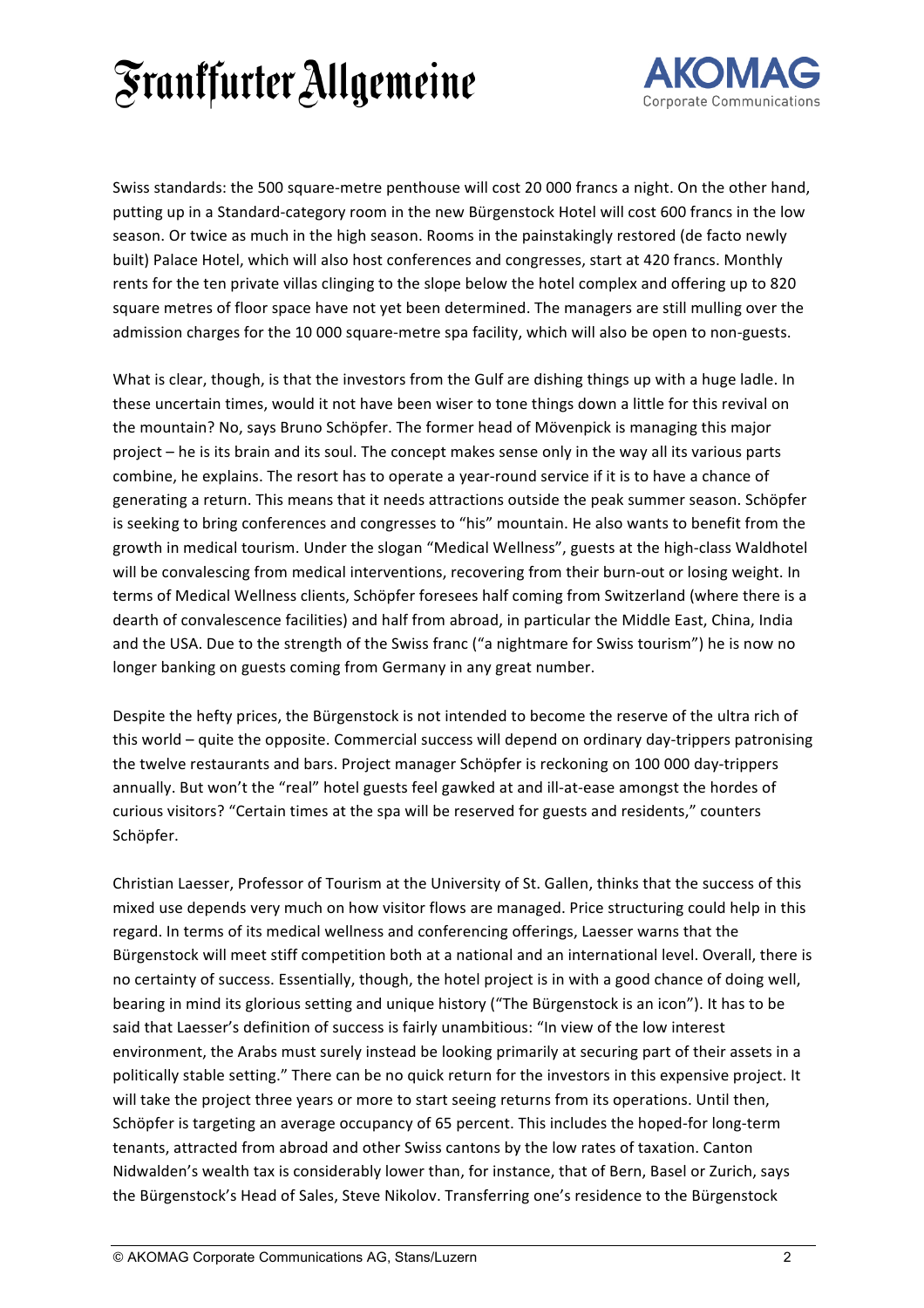Swiss standards: the 500 square-metre penthouse will cost 20 000 francs a night. On the other hand, putting up in a Standard-category room in the new Bürgenstock Hotel will cost 600 francs in the low season. Or twice as much in the high season. Rooms in the painstakingly restored (de facto newly built) Palace Hotel, which will also host conferences and congresses, start at 420 francs. Monthly rents for the ten private villas clinging to the slope below the hotel complex and offering up to 820 square metres of floor space have not yet been determined. The managers are still mulling over the admission charges for the 10 000 square-metre spa facility, which will also be open to non-guests.

What is clear, though, is that the investors from the Gulf are dishing things up with a huge ladle. In these uncertain times, would it not have been wiser to tone things down a little for this revival on the mountain? No, says Bruno Schöpfer. The former head of Mövenpick is managing this major project – he is its brain and its soul. The concept makes sense only in the way all its various parts combine, he explains. The resort has to operate a year-round service if it is to have a chance of generating a return. This means that it needs attractions outside the peak summer season. Schöpfer is seeking to bring conferences and congresses to "his" mountain. He also wants to benefit from the growth in medical tourism. Under the slogan "Medical Wellness", guests at the high-class Waldhotel will be convalescing from medical interventions, recovering from their burn-out or losing weight. In terms of Medical Wellness clients, Schöpfer foresees half coming from Switzerland (where there is a dearth of convalescence facilities) and half from abroad, in particular the Middle East, China, India and the USA. Due to the strength of the Swiss franc ("a nightmare for Swiss tourism") he is now no longer banking on guests coming from Germany in any great number.

Despite the hefty prices, the Bürgenstock is not intended to become the reserve of the ultra rich of this world – quite the opposite. Commercial success will depend on ordinary day-trippers patronising the twelve restaurants and bars. Project manager Schöpfer is reckoning on 100 000 day-trippers annually. But won't the "real" hotel guests feel gawked at and ill-at-ease amongst the hordes of curious visitors? "Certain times at the spa will be reserved for guests and residents," counters Schöpfer.

Christian Laesser, Professor of Tourism at the University of St. Gallen, thinks that the success of this mixed use depends very much on how visitor flows are managed. Price structuring could help in this regard. In terms of its medical wellness and conferencing offerings, Laesser warns that the Bürgenstock will meet stiff competition both at a national and an international level. Overall, there is no certainty of success. Essentially, though, the hotel project is in with a good chance of doing well, bearing in mind its glorious setting and unique history ("The Bürgenstock is an icon"). It has to be said that Laesser's definition of success is fairly unambitious: "In view of the low interest environment, the Arabs must surely instead be looking primarily at securing part of their assets in a politically stable setting." There can be no quick return for the investors in this expensive project. It will take the project three years or more to start seeing returns from its operations. Until then, Schöpfer is targeting an average occupancy of 65 percent. This includes the hoped-for long-term tenants, attracted from abroad and other Swiss cantons by the low rates of taxation. Canton Nidwalden's wealth tax is considerably lower than, for instance, that of Bern, Basel or Zurich, says the Bürgenstock's Head of Sales, Steve Nikolov. Transferring one's residence to the Bürgenstock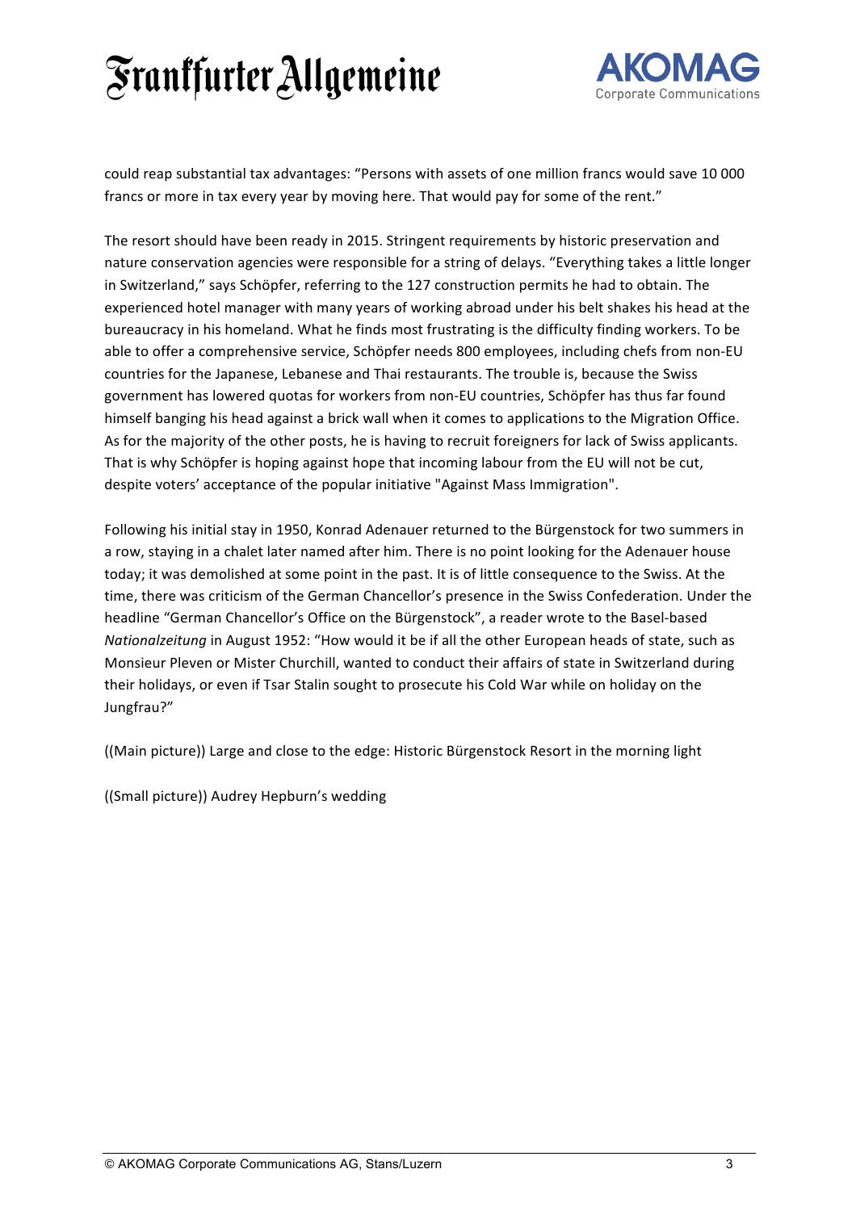could reap substantial tax advantages: “Persons with assets of one million francs would save 10 000 francs or more in tax every year by moving here. That would pay for some of the rent.”

The resort should have been ready in 2015. Stringent requirements by historic preservation and nature conservation agencies were responsible for a string of delays. “Everything takes a little longer in Switzerland,” says Schöpfer, referring to the 127 construction permits he had to obtain. The experienced hotel manager with many years of working abroad under his belt shakes his head at the bureaucracy in his homeland. What he finds most frustrating is the difficulty finding workers. To be able to offer a comprehensive service, Schöpfer needs 800 employees, including chefs from non-EU countries for the Japanese, Lebanese and Thai restaurants. The trouble is, because the Swiss government has lowered quotas for workers from non-EU countries, Schöpfer has thus far found himself banging his head against a brick wall when it comes to applications to the Migration Office. As for the majority of the other posts, he is having to recruit foreigners for lack of Swiss applicants. That is why Schöpfer is hoping against hope that incoming labour from the EU will not be cut, despite voters’ acceptance of the popular initiative "Against Mass Immigration".

Following his initial stay in 1950, Konrad Adenauer returned to the Bürgenstock for two summers in a row, staying in a chalet later named after him. There is no point looking for the Adenauer house today; it was demolished at some point in the past. It is of little consequence to the Swiss. At the time, there was criticism of the German Chancellor’s presence in the Swiss Confederation. Under the headline “German Chancellor’s Office on the Bürgenstock”, a reader wrote to the Basel-based *Nationalzeitung* in August 1952: “How would it be if all the other European heads of state, such as Monsieur Pleven or Mister Churchill, wanted to conduct their affairs of state in Switzerland during their holidays, or even if Tsar Stalin sought to prosecute his Cold War while on holiday on the Jungfrau?”

((Main picture)) Large and close to the edge: Historic Bürgenstock Resort in the morning light

((Small picture)) Audrey Hepburn’s wedding